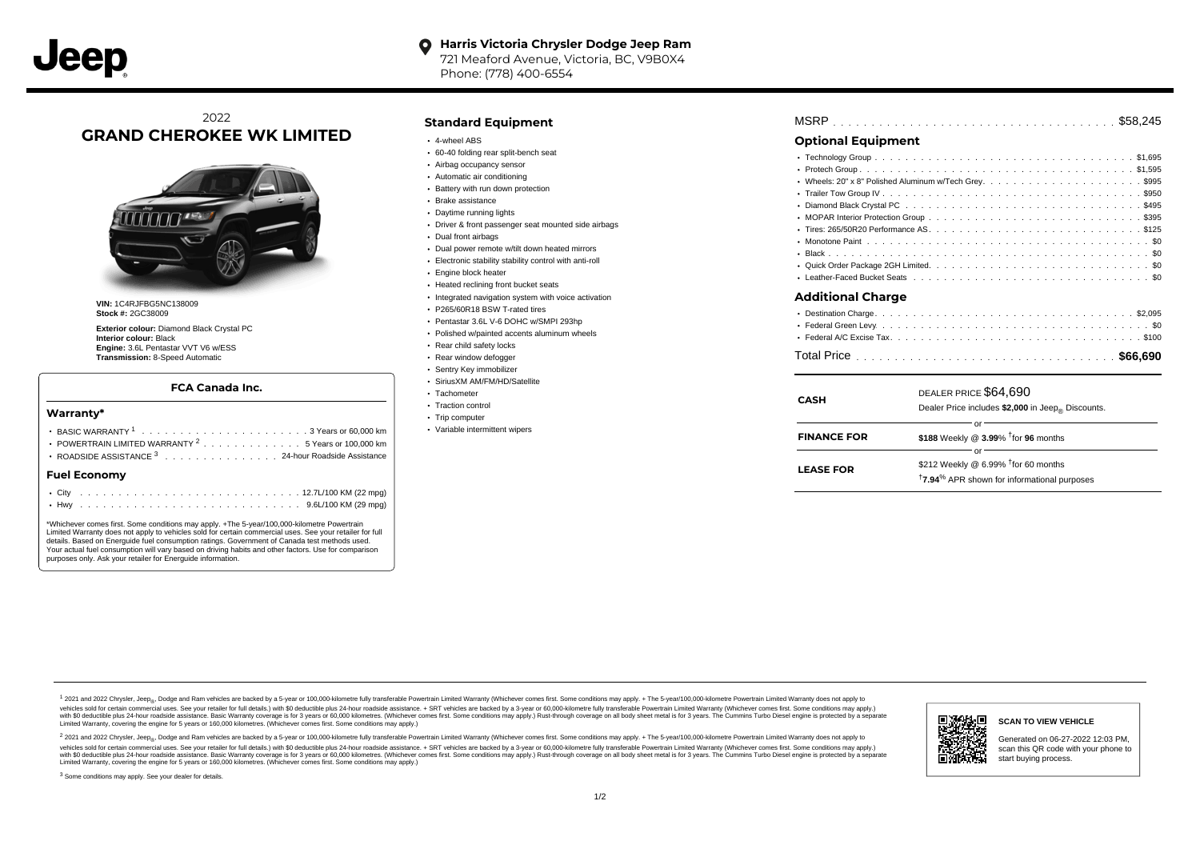Jeep

**Harris Victoria Chrysler Dodge Jeep Ram**
721 Meaford Avenue, Victoria, BC, V9B0X4
Phone: (778) 400-6554

2022
# GRAND CHEROKEE WK LIMITED

**VIN:** 1C4RJFBG5NC138009
**Stock #:** 2GC38009

**Exterior colour:** Diamond Black Crystal PC
**Interior colour:** Black
**Engine:** 3.6L Pentastar VVT V6 w/ESS
**Transmission:** 8-Speed Automatic

### FCA Canada Inc.

#### Warranty*

- BASIC WARRANTY [1] . . . . . 3 Years or 60,000 km
- POWERTRAIN LIMITED WARRANTY [2] . . . . . 5 Years or 100,000 km
- ROADSIDE ASSISTANCE [3] . . . . . 24-hour Roadside Assistance

#### Fuel Economy

- City . . . . . 12.7L/100 KM (22 mpg)
- Hwy . . . . . 9.6L/100 KM (29 mpg)

*Whichever comes first. Some conditions may apply. +The 5-year/100,000-kilometre Powertrain Limited Warranty does not apply to vehicles sold for certain commercial uses. See your retailer for full details. Based on Energuide fuel consumption ratings. Government of Canada test methods used. Your actual fuel consumption will vary based on driving habits and other factors. Use for comparison purposes only. Ask your retailer for Energuide information.

## Standard Equipment

- 4-wheel ABS
- 60-40 folding rear split-bench seat
- Airbag occupancy sensor
- Automatic air conditioning
- Battery with run down protection
- Brake assistance
- Daytime running lights
- Driver & front passenger seat mounted side airbags
- Dual front airbags
- Dual power remote w/tilt down heated mirrors
- Electronic stability stability control with anti-roll
- Engine block heater
- Heated reclining front bucket seats
- Integrated navigation system with voice activation
- P265/60R18 BSW T-rated tires
- Pentastar 3.6L V-6 DOHC w/SMPI 293hp
- Polished w/painted accents aluminum wheels
- Rear child safety locks
- Rear window defogger
- Sentry Key immobilizer
- SiriusXM AM/FM/HD/Satellite
- Tachometer
- Traction control
- Trip computer
- Variable intermittent wipers

MSRP . . . . . $58,245

## Optional Equipment

- Technology Group . . . . . $1,695
- Protech Group . . . . . $1,595
- Wheels: 20" x 8" Polished Aluminum w/Tech Grey. . . . . $995
- Trailer Tow Group IV . . . . . $950
- Diamond Black Crystal PC . . . . . $495
- MOPAR Interior Protection Group . . . . . $395
- Tires: 265/50R20 Performance AS. . . . . $125
- Monotone Paint . . . . . $0
- Black . . . . . $0
- Quick Order Package 2GH Limited. . . . . $0
- Leather-Faced Bucket Seats . . . . . $0

## Additional Charge

- Destination Charge. . . . . $2,095
- Federal Green Levy. . . . . $0
- Federal A/C Excise Tax. . . . . $100

Total Price . . . . . **$66,690**

| | |
|---|---|
| **CASH** | DEALER PRICE $64,690<br>Dealer Price includes **$2,000** in Jeep® Discounts. |
| | or |
| **FINANCE FOR** | **$188** Weekly @ **3.99**% †for **96** months |
| | or |
| **LEASE FOR** | $212 Weekly @ 6.99% †for 60 months<br>†**7.94**% APR shown for informational purposes |

[1] 2021 and 2022 Chrysler, Jeep®, Dodge and Ram vehicles are backed by a 5-year or 100,000-kilometre fully transferable Powertrain Limited Warranty (Whichever comes first. Some conditions may apply. + The 5-year/100,000-kilometre Powertrain Limited Warranty does not apply to vehicles sold for certain commercial uses. See your retailer for full details.) with $0 deductible plus 24-hour roadside assistance. + SRT vehicles are backed by a 3-year or 60,000-kilometre fully transferable Powertrain Limited Warranty (Whichever comes first. Some conditions may apply.) with $0 deductible plus 24-hour roadside assistance. Basic Warranty coverage is for 3 years or 60,000 kilometres. (Whichever comes first. Some conditions may apply.) Rust-through coverage on all body sheet metal is for 3 years. The Cummins Turbo Diesel engine is protected by a separate Limited Warranty, covering the engine for 5 years or 160,000 kilometres. (Whichever comes first. Some conditions may apply.)

[2] 2021 and 2022 Chrysler, Jeep®, Dodge and Ram vehicles are backed by a 5-year or 100,000-kilometre fully transferable Powertrain Limited Warranty (Whichever comes first. Some conditions may apply. + The 5-year/100,000-kilometre Powertrain Limited Warranty does not apply to vehicles sold for certain commercial uses. See your retailer for full details.) with $0 deductible plus 24-hour roadside assistance. + SRT vehicles are backed by a 3-year or 60,000-kilometre fully transferable Powertrain Limited Warranty (Whichever comes first. Some conditions may apply.) with $0 deductible plus 24-hour roadside assistance. Basic Warranty coverage is for 3 years or 60,000 kilometres. (Whichever comes first. Some conditions may apply.) Rust-through coverage on all body sheet metal is for 3 years. The Cummins Turbo Diesel engine is protected by a separate Limited Warranty, covering the engine for 5 years or 160,000 kilometres. (Whichever comes first. Some conditions may apply.)

[3] Some conditions may apply. See your dealer for details.

**SCAN TO VIEW VEHICLE**

Generated on 06-27-2022 12:03 PM, scan this QR code with your phone to start buying process.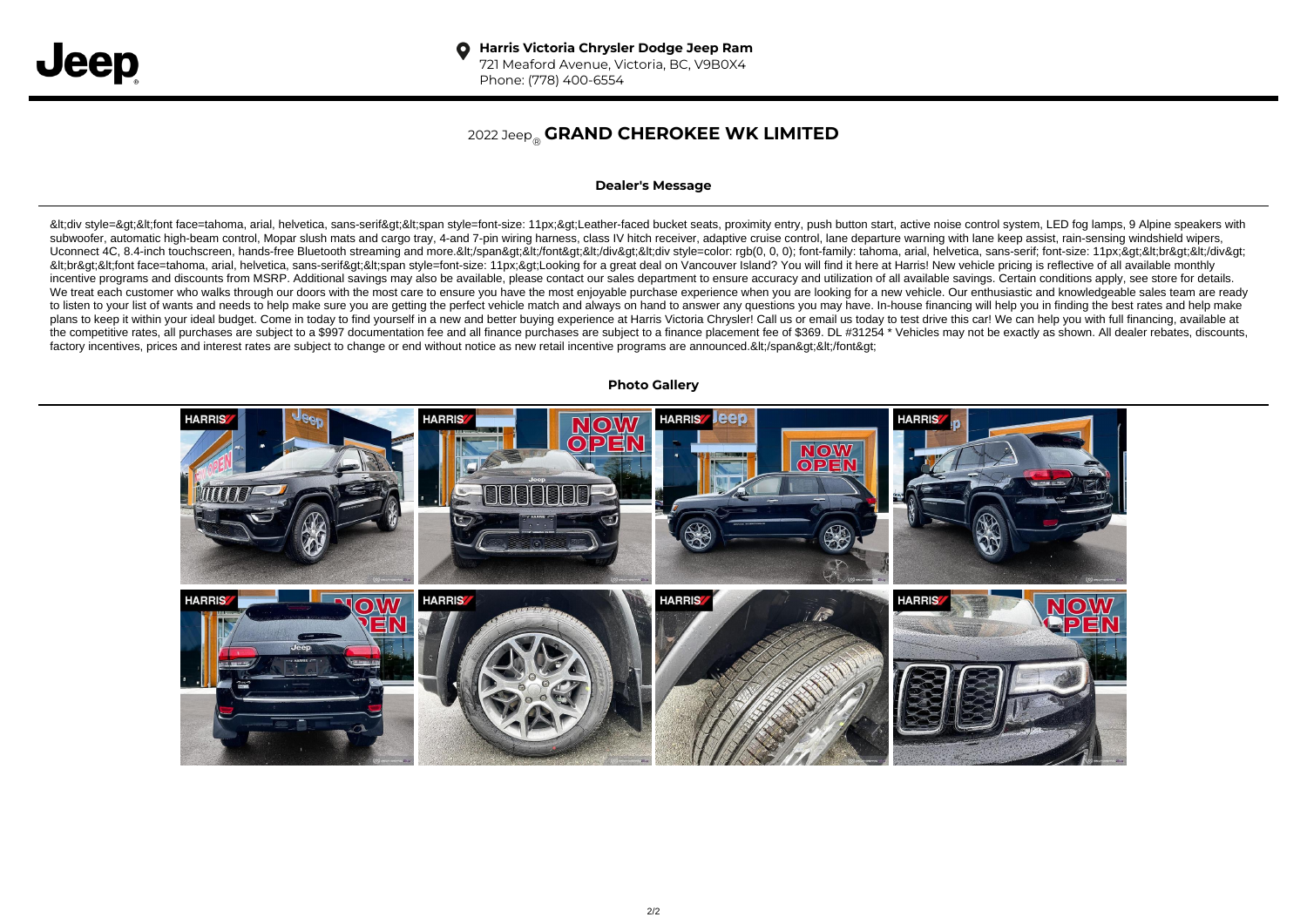Harris Victoria Chrysler Dodge Jeep Ram
721 Meaford Avenue, Victoria, BC, V9B0X4
Phone: (778) 400-6554

# 2022 Jeep® GRAND CHEROKEE WK LIMITED

## Dealer's Message

&lt;div style=&gt;&lt;font face=tahoma, arial, helvetica, sans-serif&gt;&lt;span style=font-size: 11px;&gt;Leather-faced bucket seats, proximity entry, push button start, active noise control system, LED fog lamps, 9 Alpine speakers with subwoofer, automatic high-beam control, Mopar slush mats and cargo tray, 4-and 7-pin wiring harness, class IV hitch receiver, adaptive cruise control, lane departure warning with lane keep assist, rain-sensing windshield wipers, Uconnect 4C, 8.4-inch touchscreen, hands-free Bluetooth streaming and more.&lt;/span&gt;&lt;/font&gt;&lt;/div&gt;&lt;div style=color: rgb(0, 0, 0); font-family: tahoma, arial, helvetica, sans-serif; font-size: 11px;&gt;&lt;br&gt;&lt;/div&gt;&lt;br&gt;&lt;font face=tahoma, arial, helvetica, sans-serif&gt;&lt;span style=font-size: 11px;&gt;Looking for a great deal on Vancouver Island? You will find it here at Harris! New vehicle pricing is reflective of all available monthly incentive programs and discounts from MSRP. Additional savings may also be available, please contact our sales department to ensure accuracy and utilization of all available savings. Certain conditions apply, see store for details. We treat each customer who walks through our doors with the most care to ensure you have the most enjoyable purchase experience when you are looking for a new vehicle. Our enthusiastic and knowledgeable sales team are ready to listen to your list of wants and needs to help make sure you are getting the perfect vehicle match and always on hand to answer any questions you may have. In-house financing will help you in finding the best rates and help make plans to keep it within your ideal budget. Come in today to find yourself in a new and better buying experience at Harris Victoria Chrysler! Call us or email us today to test drive this car! We can help you with full financing, available at the competitive rates, all purchases are subject to a $997 documentation fee and all finance purchases are subject to a finance placement fee of $369. DL #31254 * Vehicles may not be exactly as shown. All dealer rebates, discounts, factory incentives, prices and interest rates are subject to change or end without notice as new retail incentive programs are announced.&lt;/span&gt;&lt;/font&gt;

## Photo Gallery